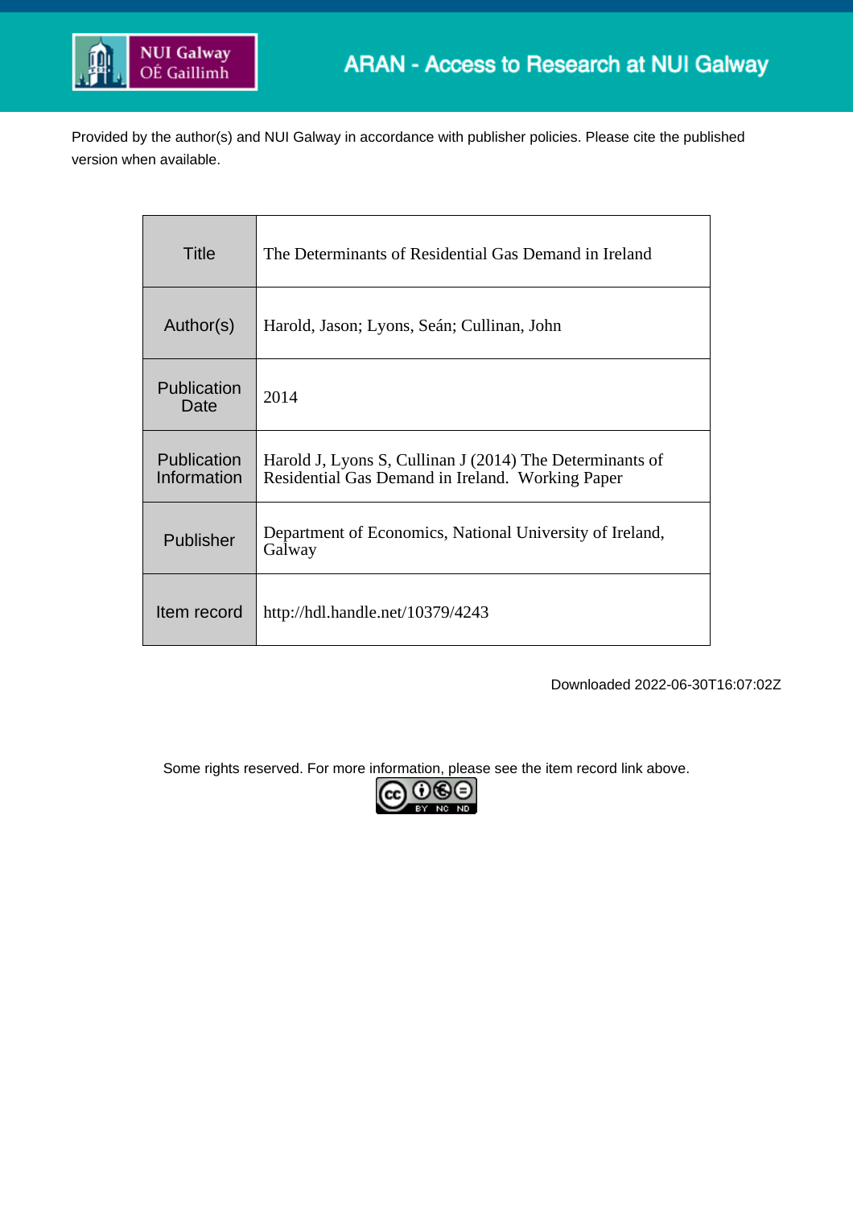ARAN - Access to Research at NUI Galway

Provided by the author(s) and NUI Galway in accordance with publisher policies. Please cite the published version when available.

| | |
|---|---|
| Title | The Determinants of Residential Gas Demand in Ireland |
| Author(s) | Harold, Jason; Lyons, Seán; Cullinan, John |
| Publication Date | 2014 |
| Publication Information | Harold J, Lyons S, Cullinan J (2014) The Determinants of Residential Gas Demand in Ireland. Working Paper |
| Publisher | Department of Economics, National University of Ireland, Galway |
| Item record | http://hdl.handle.net/10379/4243 |

Downloaded 2022-06-30T16:07:02Z

Some rights reserved. For more information, please see the item record link above.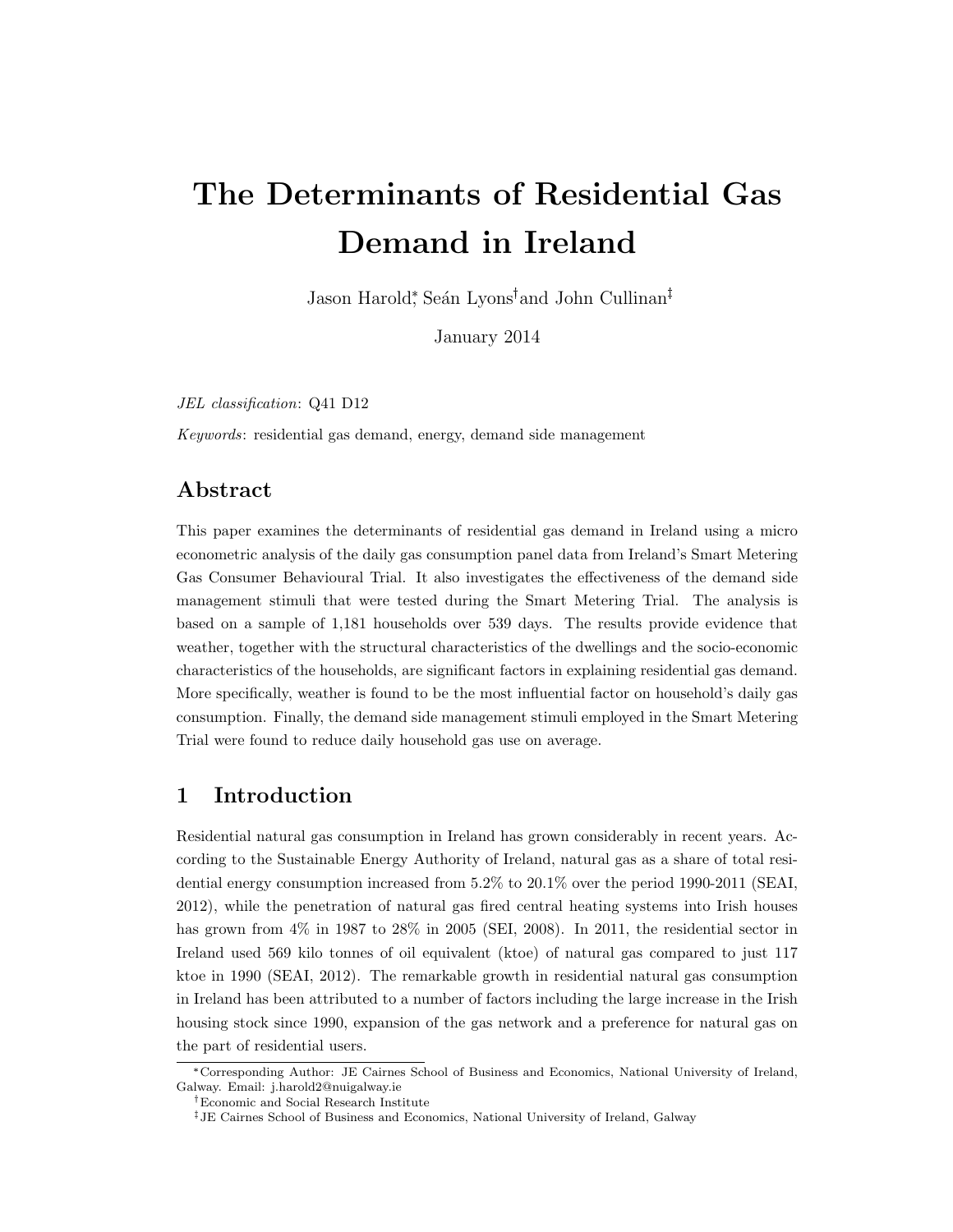# The Determinants of Residential Gas Demand in Ireland

Jason Harold[*], Seán Lyons[†] and John Cullinan[‡]

January 2014

*JEL classification*: Q41 D12

*Keywords*: residential gas demand, energy, demand side management

## Abstract

This paper examines the determinants of residential gas demand in Ireland using a micro econometric analysis of the daily gas consumption panel data from Ireland's Smart Metering Gas Consumer Behavioural Trial. It also investigates the effectiveness of the demand side management stimuli that were tested during the Smart Metering Trial. The analysis is based on a sample of 1,181 households over 539 days. The results provide evidence that weather, together with the structural characteristics of the dwellings and the socio-economic characteristics of the households, are significant factors in explaining residential gas demand. More specifically, weather is found to be the most influential factor on household's daily gas consumption. Finally, the demand side management stimuli employed in the Smart Metering Trial were found to reduce daily household gas use on average.

## 1 Introduction

Residential natural gas consumption in Ireland has grown considerably in recent years. According to the Sustainable Energy Authority of Ireland, natural gas as a share of total residential energy consumption increased from 5.2% to 20.1% over the period 1990-2011 (SEAI, 2012), while the penetration of natural gas fired central heating systems into Irish houses has grown from 4% in 1987 to 28% in 2005 (SEI, 2008). In 2011, the residential sector in Ireland used 569 kilo tonnes of oil equivalent (ktoe) of natural gas compared to just 117 ktoe in 1990 (SEAI, 2012). The remarkable growth in residential natural gas consumption in Ireland has been attributed to a number of factors including the large increase in the Irish housing stock since 1990, expansion of the gas network and a preference for natural gas on the part of residential users.

[*] Corresponding Author: JE Cairnes School of Business and Economics, National University of Ireland, Galway. Email: j.harold2@nuigalway.ie

[†] Economic and Social Research Institute

[‡] JE Cairnes School of Business and Economics, National University of Ireland, Galway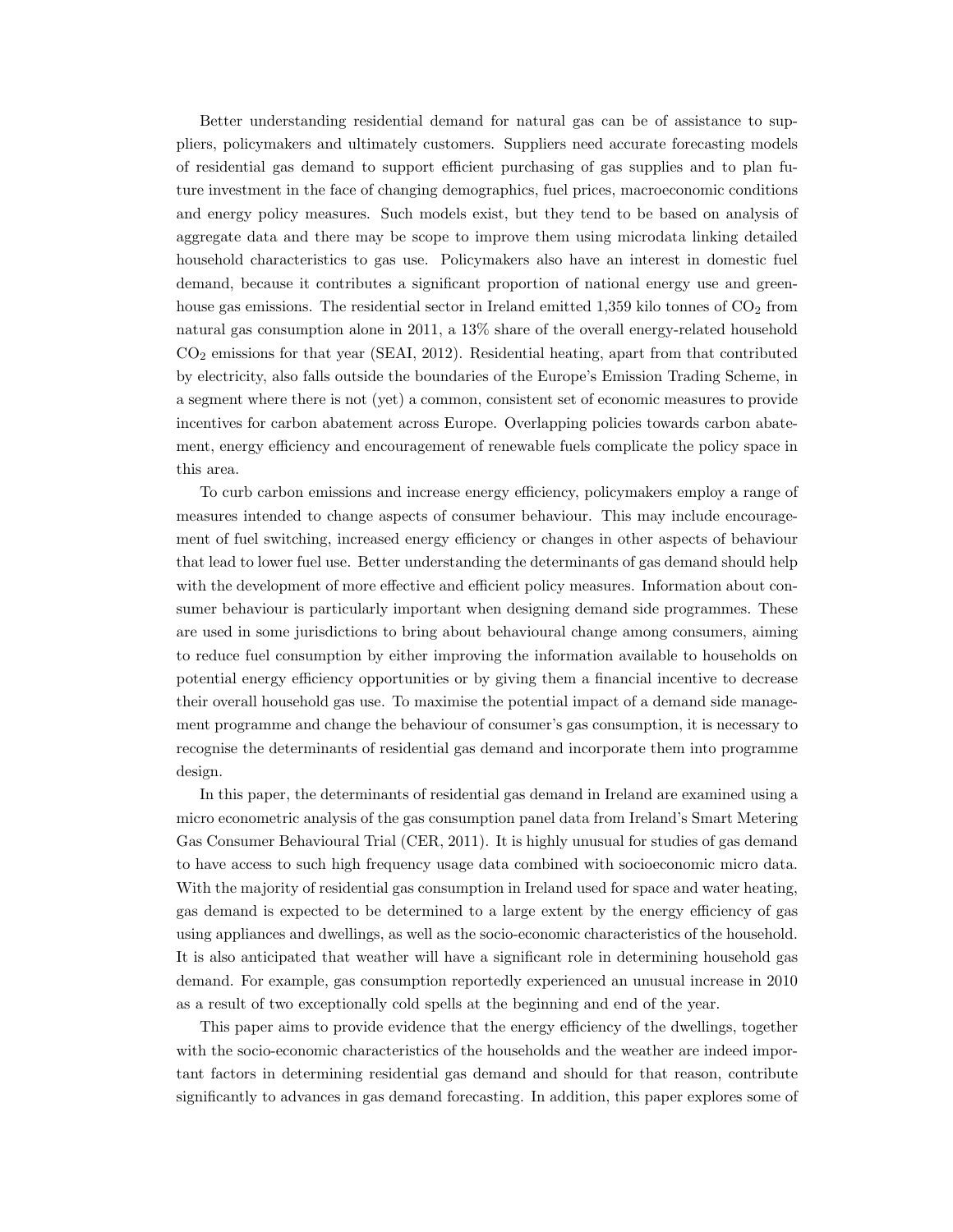Better understanding residential demand for natural gas can be of assistance to suppliers, policymakers and ultimately customers. Suppliers need accurate forecasting models of residential gas demand to support efficient purchasing of gas supplies and to plan future investment in the face of changing demographics, fuel prices, macroeconomic conditions and energy policy measures. Such models exist, but they tend to be based on analysis of aggregate data and there may be scope to improve them using microdata linking detailed household characteristics to gas use. Policymakers also have an interest in domestic fuel demand, because it contributes a significant proportion of national energy use and greenhouse gas emissions. The residential sector in Ireland emitted 1,359 kilo tonnes of $CO_2$ from natural gas consumption alone in 2011, a 13% share of the overall energy-related household $CO_2$ emissions for that year (SEAI, 2012). Residential heating, apart from that contributed by electricity, also falls outside the boundaries of the Europe's Emission Trading Scheme, in a segment where there is not (yet) a common, consistent set of economic measures to provide incentives for carbon abatement across Europe. Overlapping policies towards carbon abatement, energy efficiency and encouragement of renewable fuels complicate the policy space in this area.

To curb carbon emissions and increase energy efficiency, policymakers employ a range of measures intended to change aspects of consumer behaviour. This may include encouragement of fuel switching, increased energy efficiency or changes in other aspects of behaviour that lead to lower fuel use. Better understanding the determinants of gas demand should help with the development of more effective and efficient policy measures. Information about consumer behaviour is particularly important when designing demand side programmes. These are used in some jurisdictions to bring about behavioural change among consumers, aiming to reduce fuel consumption by either improving the information available to households on potential energy efficiency opportunities or by giving them a financial incentive to decrease their overall household gas use. To maximise the potential impact of a demand side management programme and change the behaviour of consumer's gas consumption, it is necessary to recognise the determinants of residential gas demand and incorporate them into programme design.

In this paper, the determinants of residential gas demand in Ireland are examined using a micro econometric analysis of the gas consumption panel data from Ireland's Smart Metering Gas Consumer Behavioural Trial (CER, 2011). It is highly unusual for studies of gas demand to have access to such high frequency usage data combined with socioeconomic micro data. With the majority of residential gas consumption in Ireland used for space and water heating, gas demand is expected to be determined to a large extent by the energy efficiency of gas using appliances and dwellings, as well as the socio-economic characteristics of the household. It is also anticipated that weather will have a significant role in determining household gas demand. For example, gas consumption reportedly experienced an unusual increase in 2010 as a result of two exceptionally cold spells at the beginning and end of the year.

This paper aims to provide evidence that the energy efficiency of the dwellings, together with the socio-economic characteristics of the households and the weather are indeed important factors in determining residential gas demand and should for that reason, contribute significantly to advances in gas demand forecasting. In addition, this paper explores some of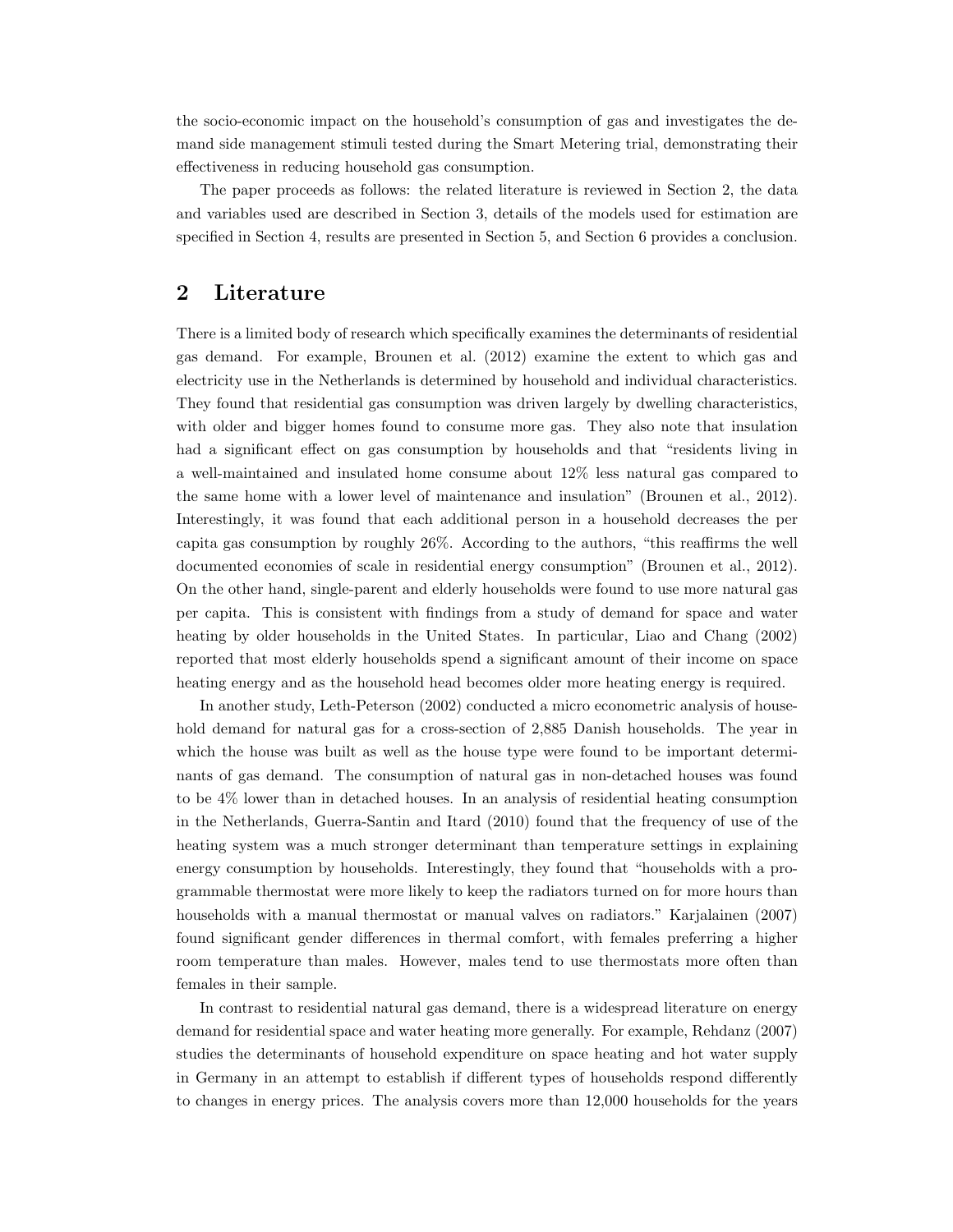the socio-economic impact on the household's consumption of gas and investigates the demand side management stimuli tested during the Smart Metering trial, demonstrating their effectiveness in reducing household gas consumption.

The paper proceeds as follows: the related literature is reviewed in Section 2, the data and variables used are described in Section 3, details of the models used for estimation are specified in Section 4, results are presented in Section 5, and Section 6 provides a conclusion.

## 2 Literature

There is a limited body of research which specifically examines the determinants of residential gas demand. For example, Brounen et al. (2012) examine the extent to which gas and electricity use in the Netherlands is determined by household and individual characteristics. They found that residential gas consumption was driven largely by dwelling characteristics, with older and bigger homes found to consume more gas. They also note that insulation had a significant effect on gas consumption by households and that "residents living in a well-maintained and insulated home consume about 12% less natural gas compared to the same home with a lower level of maintenance and insulation" (Brounen et al., 2012). Interestingly, it was found that each additional person in a household decreases the per capita gas consumption by roughly 26%. According to the authors, "this reaffirms the well documented economies of scale in residential energy consumption" (Brounen et al., 2012). On the other hand, single-parent and elderly households were found to use more natural gas per capita. This is consistent with findings from a study of demand for space and water heating by older households in the United States. In particular, Liao and Chang (2002) reported that most elderly households spend a significant amount of their income on space heating energy and as the household head becomes older more heating energy is required.

In another study, Leth-Peterson (2002) conducted a micro econometric analysis of household demand for natural gas for a cross-section of 2,885 Danish households. The year in which the house was built as well as the house type were found to be important determinants of gas demand. The consumption of natural gas in non-detached houses was found to be 4% lower than in detached houses. In an analysis of residential heating consumption in the Netherlands, Guerra-Santin and Itard (2010) found that the frequency of use of the heating system was a much stronger determinant than temperature settings in explaining energy consumption by households. Interestingly, they found that "households with a programmable thermostat were more likely to keep the radiators turned on for more hours than households with a manual thermostat or manual valves on radiators." Karjalainen (2007) found significant gender differences in thermal comfort, with females preferring a higher room temperature than males. However, males tend to use thermostats more often than females in their sample.

In contrast to residential natural gas demand, there is a widespread literature on energy demand for residential space and water heating more generally. For example, Rehdanz (2007) studies the determinants of household expenditure on space heating and hot water supply in Germany in an attempt to establish if different types of households respond differently to changes in energy prices. The analysis covers more than 12,000 households for the years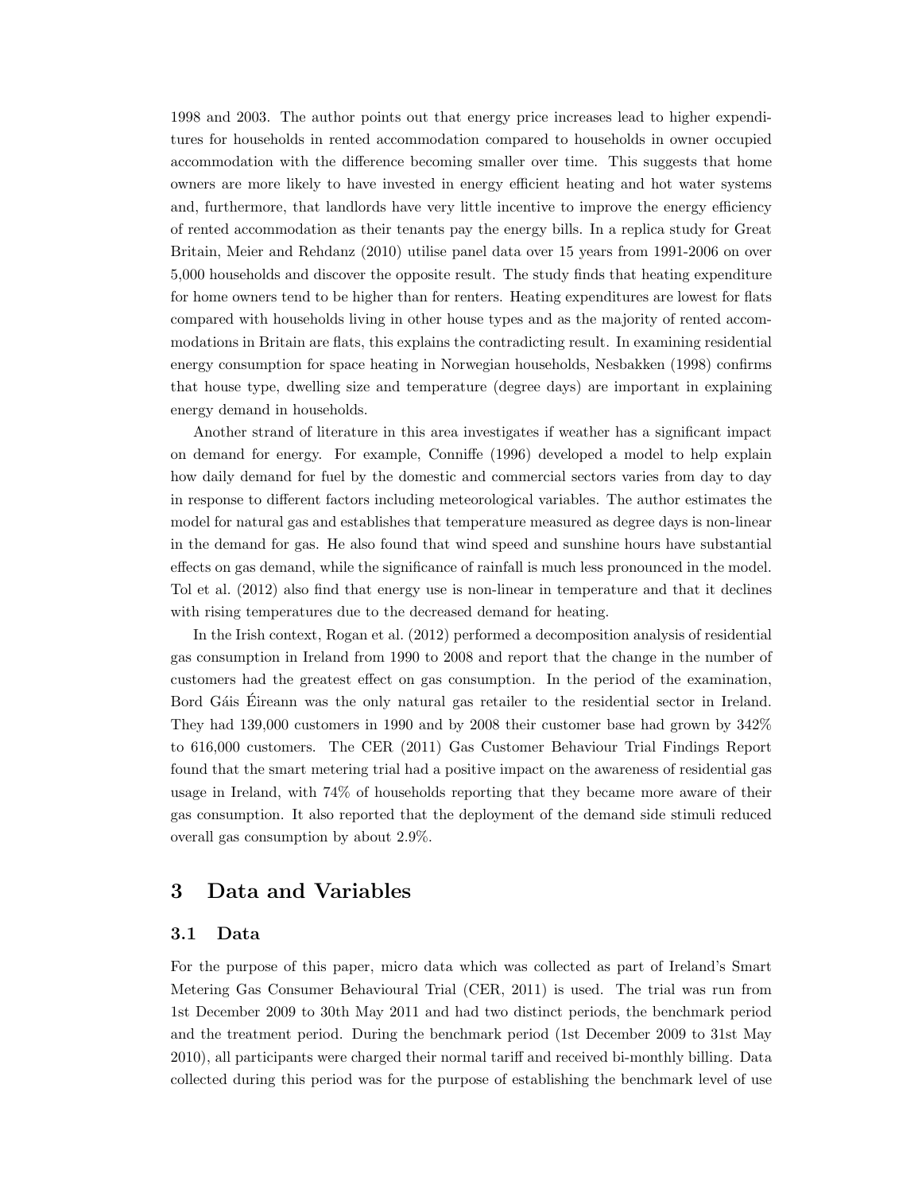1998 and 2003. The author points out that energy price increases lead to higher expenditures for households in rented accommodation compared to households in owner occupied accommodation with the difference becoming smaller over time. This suggests that home owners are more likely to have invested in energy efficient heating and hot water systems and, furthermore, that landlords have very little incentive to improve the energy efficiency of rented accommodation as their tenants pay the energy bills. In a replica study for Great Britain, Meier and Rehdanz (2010) utilise panel data over 15 years from 1991-2006 on over 5,000 households and discover the opposite result. The study finds that heating expenditure for home owners tend to be higher than for renters. Heating expenditures are lowest for flats compared with households living in other house types and as the majority of rented accommodations in Britain are flats, this explains the contradicting result. In examining residential energy consumption for space heating in Norwegian households, Nesbakken (1998) confirms that house type, dwelling size and temperature (degree days) are important in explaining energy demand in households.

Another strand of literature in this area investigates if weather has a significant impact on demand for energy. For example, Conniffe (1996) developed a model to help explain how daily demand for fuel by the domestic and commercial sectors varies from day to day in response to different factors including meteorological variables. The author estimates the model for natural gas and establishes that temperature measured as degree days is non-linear in the demand for gas. He also found that wind speed and sunshine hours have substantial effects on gas demand, while the significance of rainfall is much less pronounced in the model. Tol et al. (2012) also find that energy use is non-linear in temperature and that it declines with rising temperatures due to the decreased demand for heating.

In the Irish context, Rogan et al. (2012) performed a decomposition analysis of residential gas consumption in Ireland from 1990 to 2008 and report that the change in the number of customers had the greatest effect on gas consumption. In the period of the examination, Bord Gáis Éireann was the only natural gas retailer to the residential sector in Ireland. They had 139,000 customers in 1990 and by 2008 their customer base had grown by 342% to 616,000 customers. The CER (2011) Gas Customer Behaviour Trial Findings Report found that the smart metering trial had a positive impact on the awareness of residential gas usage in Ireland, with 74% of households reporting that they became more aware of their gas consumption. It also reported that the deployment of the demand side stimuli reduced overall gas consumption by about 2.9%.

# 3 Data and Variables

## 3.1 Data

For the purpose of this paper, micro data which was collected as part of Ireland's Smart Metering Gas Consumer Behavioural Trial (CER, 2011) is used. The trial was run from 1st December 2009 to 30th May 2011 and had two distinct periods, the benchmark period and the treatment period. During the benchmark period (1st December 2009 to 31st May 2010), all participants were charged their normal tariff and received bi-monthly billing. Data collected during this period was for the purpose of establishing the benchmark level of use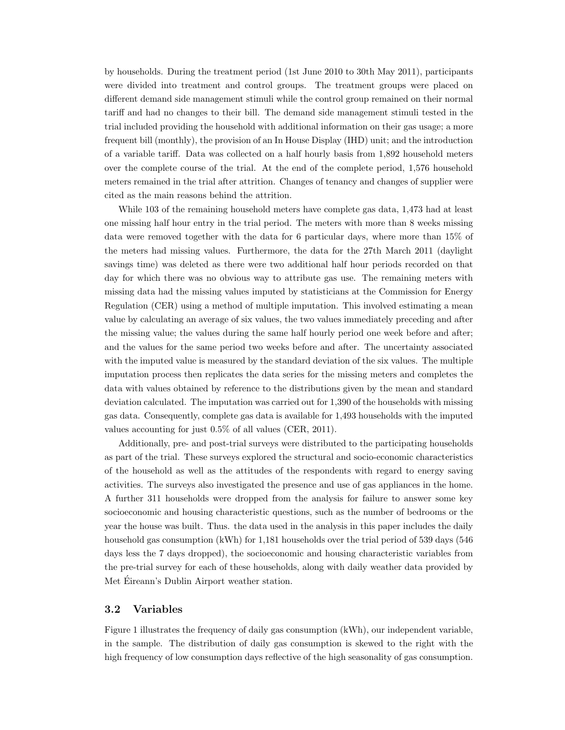by households. During the treatment period (1st June 2010 to 30th May 2011), participants were divided into treatment and control groups. The treatment groups were placed on different demand side management stimuli while the control group remained on their normal tariff and had no changes to their bill. The demand side management stimuli tested in the trial included providing the household with additional information on their gas usage; a more frequent bill (monthly), the provision of an In House Display (IHD) unit; and the introduction of a variable tariff. Data was collected on a half hourly basis from 1,892 household meters over the complete course of the trial. At the end of the complete period, 1,576 household meters remained in the trial after attrition. Changes of tenancy and changes of supplier were cited as the main reasons behind the attrition.

While 103 of the remaining household meters have complete gas data, 1,473 had at least one missing half hour entry in the trial period. The meters with more than 8 weeks missing data were removed together with the data for 6 particular days, where more than 15% of the meters had missing values. Furthermore, the data for the 27th March 2011 (daylight savings time) was deleted as there were two additional half hour periods recorded on that day for which there was no obvious way to attribute gas use. The remaining meters with missing data had the missing values imputed by statisticians at the Commission for Energy Regulation (CER) using a method of multiple imputation. This involved estimating a mean value by calculating an average of six values, the two values immediately preceding and after the missing value; the values during the same half hourly period one week before and after; and the values for the same period two weeks before and after. The uncertainty associated with the imputed value is measured by the standard deviation of the six values. The multiple imputation process then replicates the data series for the missing meters and completes the data with values obtained by reference to the distributions given by the mean and standard deviation calculated. The imputation was carried out for 1,390 of the households with missing gas data. Consequently, complete gas data is available for 1,493 households with the imputed values accounting for just 0.5% of all values (CER, 2011).

Additionally, pre- and post-trial surveys were distributed to the participating households as part of the trial. These surveys explored the structural and socio-economic characteristics of the household as well as the attitudes of the respondents with regard to energy saving activities. The surveys also investigated the presence and use of gas appliances in the home. A further 311 households were dropped from the analysis for failure to answer some key socioeconomic and housing characteristic questions, such as the number of bedrooms or the year the house was built. Thus. the data used in the analysis in this paper includes the daily household gas consumption (kWh) for 1,181 households over the trial period of 539 days (546 days less the 7 days dropped), the socioeconomic and housing characteristic variables from the pre-trial survey for each of these households, along with daily weather data provided by Met Éireann's Dublin Airport weather station.

## 3.2 Variables

Figure 1 illustrates the frequency of daily gas consumption (kWh), our independent variable, in the sample. The distribution of daily gas consumption is skewed to the right with the high frequency of low consumption days reflective of the high seasonality of gas consumption.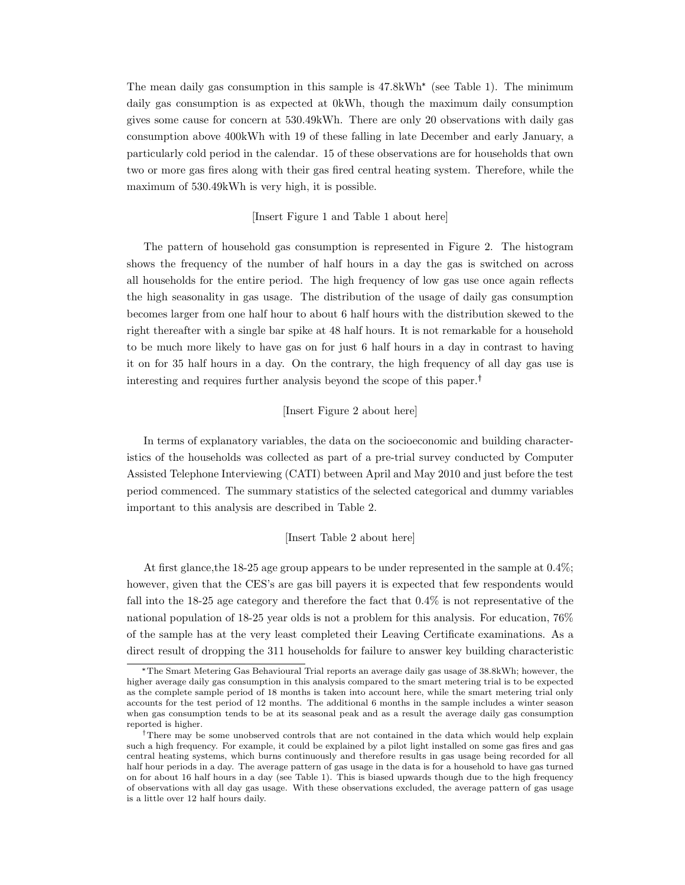The mean daily gas consumption in this sample is 47.8kWh* (see Table 1). The minimum daily gas consumption is as expected at 0kWh, though the maximum daily consumption gives some cause for concern at 530.49kWh. There are only 20 observations with daily gas consumption above 400kWh with 19 of these falling in late December and early January, a particularly cold period in the calendar. 15 of these observations are for households that own two or more gas fires along with their gas fired central heating system. Therefore, while the maximum of 530.49kWh is very high, it is possible.

[Insert Figure 1 and Table 1 about here]

The pattern of household gas consumption is represented in Figure 2. The histogram shows the frequency of the number of half hours in a day the gas is switched on across all households for the entire period. The high frequency of low gas use once again reflects the high seasonality in gas usage. The distribution of the usage of daily gas consumption becomes larger from one half hour to about 6 half hours with the distribution skewed to the right thereafter with a single bar spike at 48 half hours. It is not remarkable for a household to be much more likely to have gas on for just 6 half hours in a day in contrast to having it on for 35 half hours in a day. On the contrary, the high frequency of all day gas use is interesting and requires further analysis beyond the scope of this paper.†

[Insert Figure 2 about here]

In terms of explanatory variables, the data on the socioeconomic and building characteristics of the households was collected as part of a pre-trial survey conducted by Computer Assisted Telephone Interviewing (CATI) between April and May 2010 and just before the test period commenced. The summary statistics of the selected categorical and dummy variables important to this analysis are described in Table 2.

[Insert Table 2 about here]

At first glance,the 18-25 age group appears to be under represented in the sample at 0.4%; however, given that the CES's are gas bill payers it is expected that few respondents would fall into the 18-25 age category and therefore the fact that 0.4% is not representative of the national population of 18-25 year olds is not a problem for this analysis. For education, 76% of the sample has at the very least completed their Leaving Certificate examinations. As a direct result of dropping the 311 households for failure to answer key building characteristic

*The Smart Metering Gas Behavioural Trial reports an average daily gas usage of 38.8kWh; however, the higher average daily gas consumption in this analysis compared to the smart metering trial is to be expected as the complete sample period of 18 months is taken into account here, while the smart metering trial only accounts for the test period of 12 months. The additional 6 months in the sample includes a winter season when gas consumption tends to be at its seasonal peak and as a result the average daily gas consumption reported is higher.

†There may be some unobserved controls that are not contained in the data which would help explain such a high frequency. For example, it could be explained by a pilot light installed on some gas fires and gas central heating systems, which burns continuously and therefore results in gas usage being recorded for all half hour periods in a day. The average pattern of gas usage in the data is for a household to have gas turned on for about 16 half hours in a day (see Table 1). This is biased upwards though due to the high frequency of observations with all day gas usage. With these observations excluded, the average pattern of gas usage is a little over 12 half hours daily.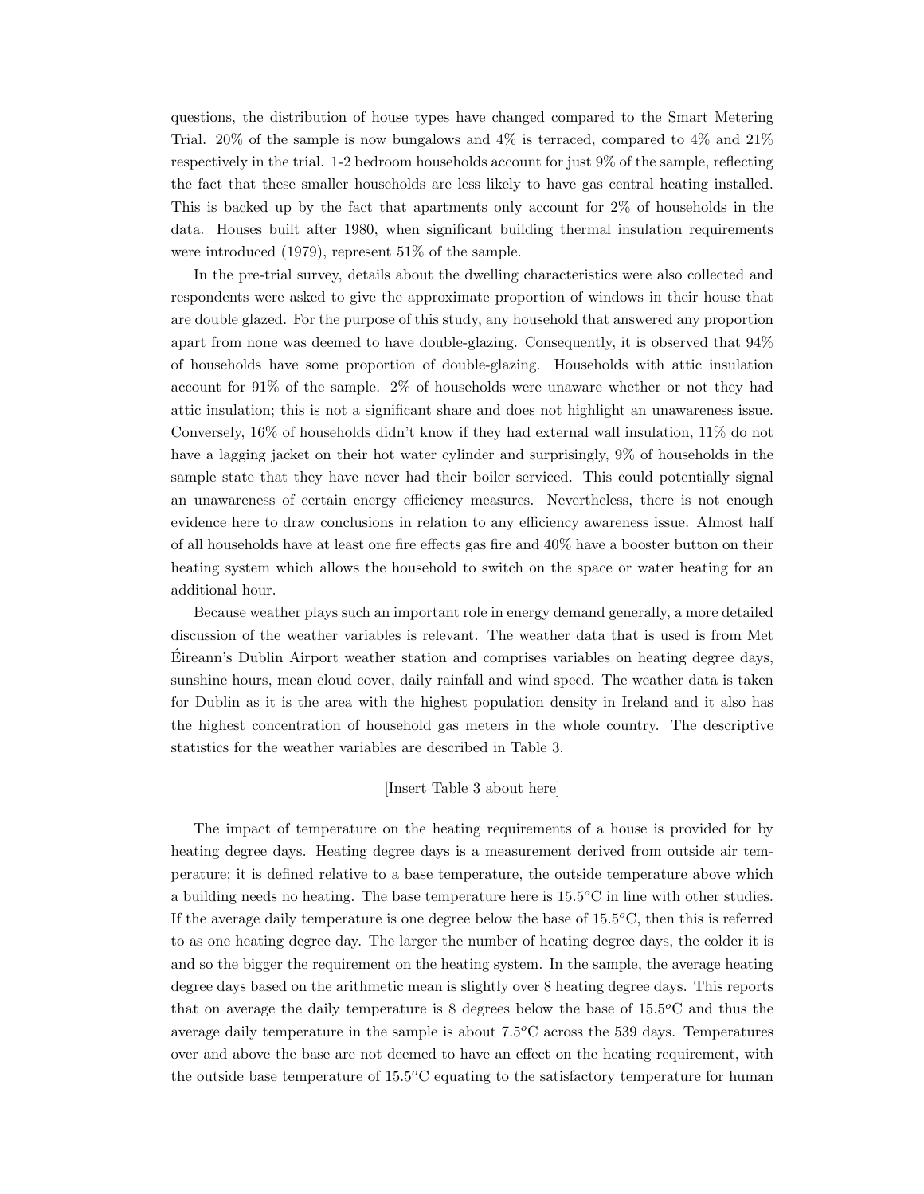questions, the distribution of house types have changed compared to the Smart Metering Trial. 20% of the sample is now bungalows and 4% is terraced, compared to 4% and 21% respectively in the trial. 1-2 bedroom households account for just 9% of the sample, reflecting the fact that these smaller households are less likely to have gas central heating installed. This is backed up by the fact that apartments only account for 2% of households in the data. Houses built after 1980, when significant building thermal insulation requirements were introduced (1979), represent 51% of the sample.

In the pre-trial survey, details about the dwelling characteristics were also collected and respondents were asked to give the approximate proportion of windows in their house that are double glazed. For the purpose of this study, any household that answered any proportion apart from none was deemed to have double-glazing. Consequently, it is observed that 94% of households have some proportion of double-glazing. Households with attic insulation account for 91% of the sample. 2% of households were unaware whether or not they had attic insulation; this is not a significant share and does not highlight an unawareness issue. Conversely, 16% of households didn't know if they had external wall insulation, 11% do not have a lagging jacket on their hot water cylinder and surprisingly, 9% of households in the sample state that they have never had their boiler serviced. This could potentially signal an unawareness of certain energy efficiency measures. Nevertheless, there is not enough evidence here to draw conclusions in relation to any efficiency awareness issue. Almost half of all households have at least one fire effects gas fire and 40% have a booster button on their heating system which allows the household to switch on the space or water heating for an additional hour.

Because weather plays such an important role in energy demand generally, a more detailed discussion of the weather variables is relevant. The weather data that is used is from Met Éireann's Dublin Airport weather station and comprises variables on heating degree days, sunshine hours, mean cloud cover, daily rainfall and wind speed. The weather data is taken for Dublin as it is the area with the highest population density in Ireland and it also has the highest concentration of household gas meters in the whole country. The descriptive statistics for the weather variables are described in Table 3.

[Insert Table 3 about here]

The impact of temperature on the heating requirements of a house is provided for by heating degree days. Heating degree days is a measurement derived from outside air temperature; it is defined relative to a base temperature, the outside temperature above which a building needs no heating. The base temperature here is 15.5$^{o}$C in line with other studies. If the average daily temperature is one degree below the base of 15.5$^{o}$C, then this is referred to as one heating degree day. The larger the number of heating degree days, the colder it is and so the bigger the requirement on the heating system. In the sample, the average heating degree days based on the arithmetic mean is slightly over 8 heating degree days. This reports that on average the daily temperature is 8 degrees below the base of 15.5$^{o}$C and thus the average daily temperature in the sample is about 7.5$^{o}$C across the 539 days. Temperatures over and above the base are not deemed to have an effect on the heating requirement, with the outside base temperature of 15.5$^{o}$C equating to the satisfactory temperature for human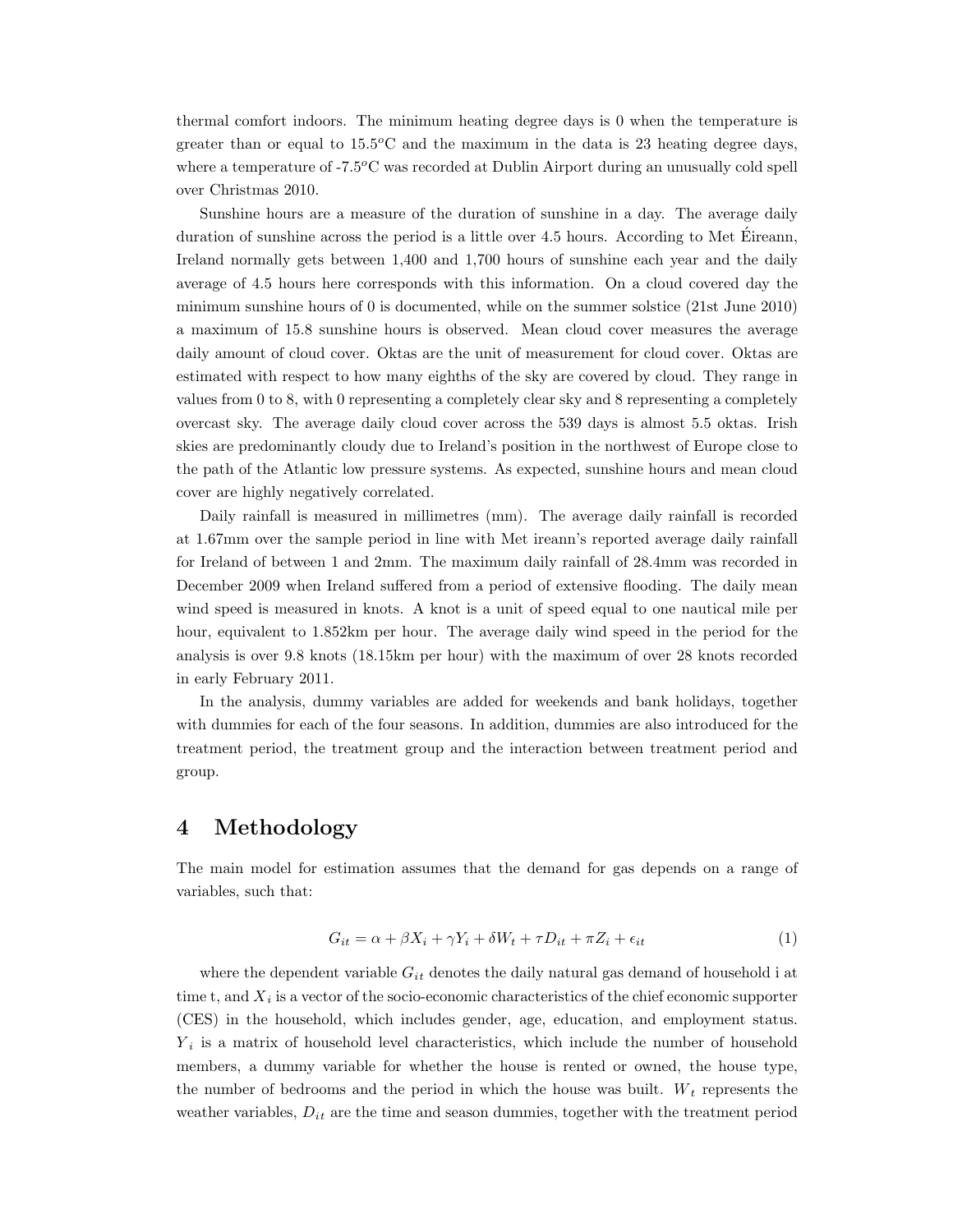thermal comfort indoors. The minimum heating degree days is 0 when the temperature is greater than or equal to 15.5$^o$C and the maximum in the data is 23 heating degree days, where a temperature of -7.5$^o$C was recorded at Dublin Airport during an unusually cold spell over Christmas 2010.

Sunshine hours are a measure of the duration of sunshine in a day. The average daily duration of sunshine across the period is a little over 4.5 hours. According to Met Éireann, Ireland normally gets between 1,400 and 1,700 hours of sunshine each year and the daily average of 4.5 hours here corresponds with this information. On a cloud covered day the minimum sunshine hours of 0 is documented, while on the summer solstice (21st June 2010) a maximum of 15.8 sunshine hours is observed. Mean cloud cover measures the average daily amount of cloud cover. Oktas are the unit of measurement for cloud cover. Oktas are estimated with respect to how many eighths of the sky are covered by cloud. They range in values from 0 to 8, with 0 representing a completely clear sky and 8 representing a completely overcast sky. The average daily cloud cover across the 539 days is almost 5.5 oktas. Irish skies are predominantly cloudy due to Ireland's position in the northwest of Europe close to the path of the Atlantic low pressure systems. As expected, sunshine hours and mean cloud cover are highly negatively correlated.

Daily rainfall is measured in millimetres (mm). The average daily rainfall is recorded at 1.67mm over the sample period in line with Met ireann's reported average daily rainfall for Ireland of between 1 and 2mm. The maximum daily rainfall of 28.4mm was recorded in December 2009 when Ireland suffered from a period of extensive flooding. The daily mean wind speed is measured in knots. A knot is a unit of speed equal to one nautical mile per hour, equivalent to 1.852km per hour. The average daily wind speed in the period for the analysis is over 9.8 knots (18.15km per hour) with the maximum of over 28 knots recorded in early February 2011.

In the analysis, dummy variables are added for weekends and bank holidays, together with dummies for each of the four seasons. In addition, dummies are also introduced for the treatment period, the treatment group and the interaction between treatment period and group.

# 4 Methodology

The main model for estimation assumes that the demand for gas depends on a range of variables, such that:

$$G_{it} = \alpha + \beta X_i + \gamma Y_i + \delta W_t + \tau D_{it} + \pi Z_i + \epsilon_{it} \tag{1}$$

where the dependent variable $G_{it}$ denotes the daily natural gas demand of household i at time t, and $X_i$ is a vector of the socio-economic characteristics of the chief economic supporter (CES) in the household, which includes gender, age, education, and employment status. $Y_i$ is a matrix of household level characteristics, which include the number of household members, a dummy variable for whether the house is rented or owned, the house type, the number of bedrooms and the period in which the house was built. $W_t$ represents the weather variables, $D_{it}$ are the time and season dummies, together with the treatment period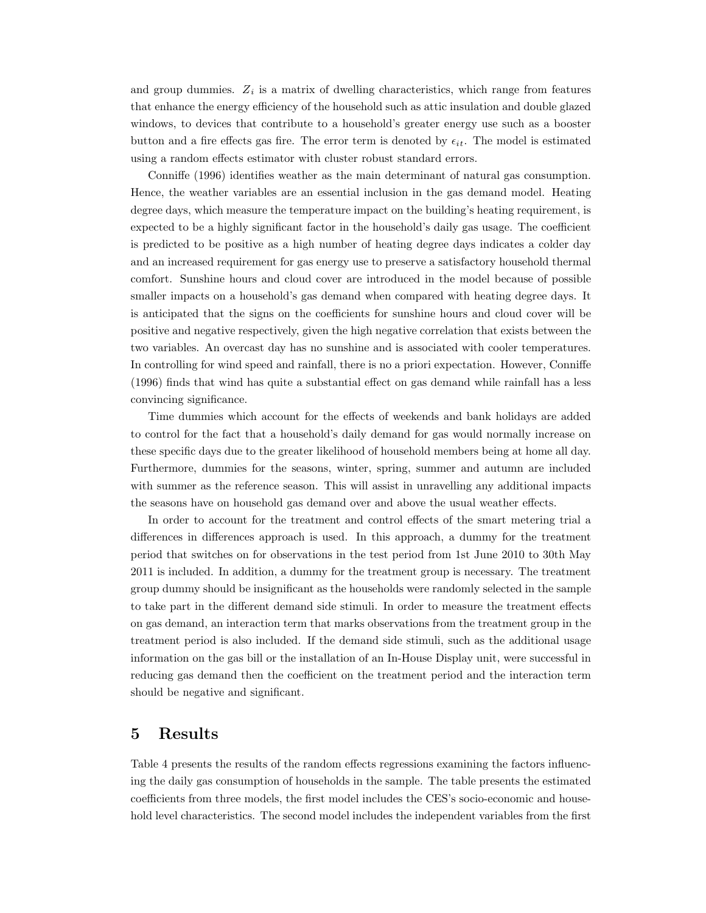and group dummies. $Z_i$ is a matrix of dwelling characteristics, which range from features that enhance the energy efficiency of the household such as attic insulation and double glazed windows, to devices that contribute to a household's greater energy use such as a booster button and a fire effects gas fire. The error term is denoted by $\epsilon_{it}$. The model is estimated using a random effects estimator with cluster robust standard errors.

Conniffe (1996) identifies weather as the main determinant of natural gas consumption. Hence, the weather variables are an essential inclusion in the gas demand model. Heating degree days, which measure the temperature impact on the building's heating requirement, is expected to be a highly significant factor in the household's daily gas usage. The coefficient is predicted to be positive as a high number of heating degree days indicates a colder day and an increased requirement for gas energy use to preserve a satisfactory household thermal comfort. Sunshine hours and cloud cover are introduced in the model because of possible smaller impacts on a household's gas demand when compared with heating degree days. It is anticipated that the signs on the coefficients for sunshine hours and cloud cover will be positive and negative respectively, given the high negative correlation that exists between the two variables. An overcast day has no sunshine and is associated with cooler temperatures. In controlling for wind speed and rainfall, there is no a priori expectation. However, Conniffe (1996) finds that wind has quite a substantial effect on gas demand while rainfall has a less convincing significance.

Time dummies which account for the effects of weekends and bank holidays are added to control for the fact that a household's daily demand for gas would normally increase on these specific days due to the greater likelihood of household members being at home all day. Furthermore, dummies for the seasons, winter, spring, summer and autumn are included with summer as the reference season. This will assist in unravelling any additional impacts the seasons have on household gas demand over and above the usual weather effects.

In order to account for the treatment and control effects of the smart metering trial a differences in differences approach is used. In this approach, a dummy for the treatment period that switches on for observations in the test period from 1st June 2010 to 30th May 2011 is included. In addition, a dummy for the treatment group is necessary. The treatment group dummy should be insignificant as the households were randomly selected in the sample to take part in the different demand side stimuli. In order to measure the treatment effects on gas demand, an interaction term that marks observations from the treatment group in the treatment period is also included. If the demand side stimuli, such as the additional usage information on the gas bill or the installation of an In-House Display unit, were successful in reducing gas demand then the coefficient on the treatment period and the interaction term should be negative and significant.

# 5 Results

Table 4 presents the results of the random effects regressions examining the factors influencing the daily gas consumption of households in the sample. The table presents the estimated coefficients from three models, the first model includes the CES's socio-economic and household level characteristics. The second model includes the independent variables from the first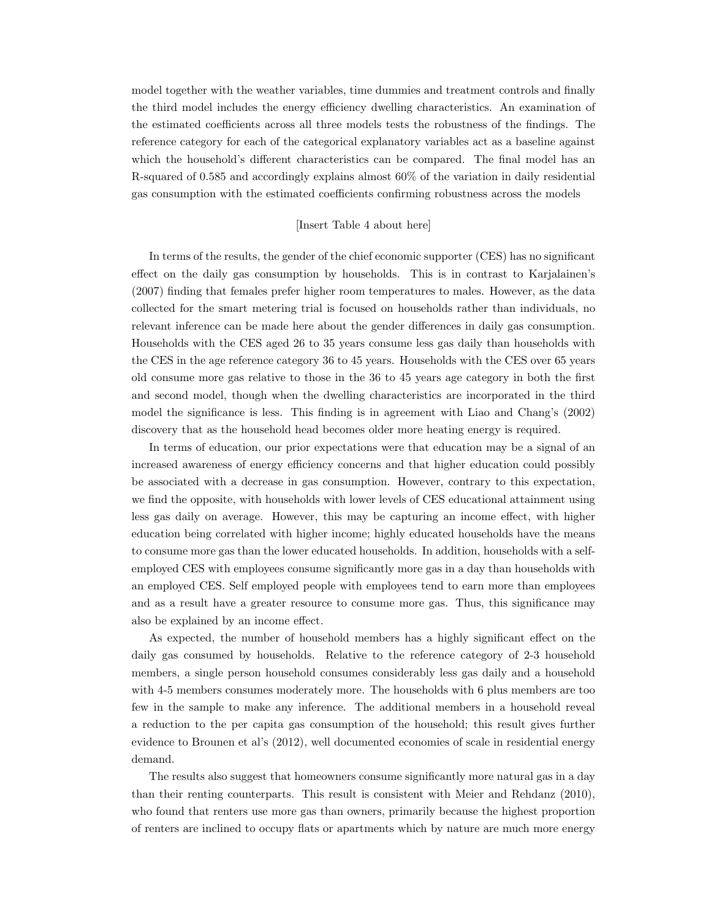model together with the weather variables, time dummies and treatment controls and finally the third model includes the energy efficiency dwelling characteristics. An examination of the estimated coefficients across all three models tests the robustness of the findings. The reference category for each of the categorical explanatory variables act as a baseline against which the household's different characteristics can be compared. The final model has an R-squared of 0.585 and accordingly explains almost 60% of the variation in daily residential gas consumption with the estimated coefficients confirming robustness across the models

[Insert Table 4 about here]

In terms of the results, the gender of the chief economic supporter (CES) has no significant effect on the daily gas consumption by households. This is in contrast to Karjalainen's (2007) finding that females prefer higher room temperatures to males. However, as the data collected for the smart metering trial is focused on households rather than individuals, no relevant inference can be made here about the gender differences in daily gas consumption. Households with the CES aged 26 to 35 years consume less gas daily than households with the CES in the age reference category 36 to 45 years. Households with the CES over 65 years old consume more gas relative to those in the 36 to 45 years age category in both the first and second model, though when the dwelling characteristics are incorporated in the third model the significance is less. This finding is in agreement with Liao and Chang's (2002) discovery that as the household head becomes older more heating energy is required.

In terms of education, our prior expectations were that education may be a signal of an increased awareness of energy efficiency concerns and that higher education could possibly be associated with a decrease in gas consumption. However, contrary to this expectation, we find the opposite, with households with lower levels of CES educational attainment using less gas daily on average. However, this may be capturing an income effect, with higher education being correlated with higher income; highly educated households have the means to consume more gas than the lower educated households. In addition, households with a self-employed CES with employees consume significantly more gas in a day than households with an employed CES. Self employed people with employees tend to earn more than employees and as a result have a greater resource to consume more gas. Thus, this significance may also be explained by an income effect.

As expected, the number of household members has a highly significant effect on the daily gas consumed by households. Relative to the reference category of 2-3 household members, a single person household consumes considerably less gas daily and a household with 4-5 members consumes moderately more. The households with 6 plus members are too few in the sample to make any inference. The additional members in a household reveal a reduction to the per capita gas consumption of the household; this result gives further evidence to Brounen et al's (2012), well documented economies of scale in residential energy demand.

The results also suggest that homeowners consume significantly more natural gas in a day than their renting counterparts. This result is consistent with Meier and Rehdanz (2010), who found that renters use more gas than owners, primarily because the highest proportion of renters are inclined to occupy flats or apartments which by nature are much more energy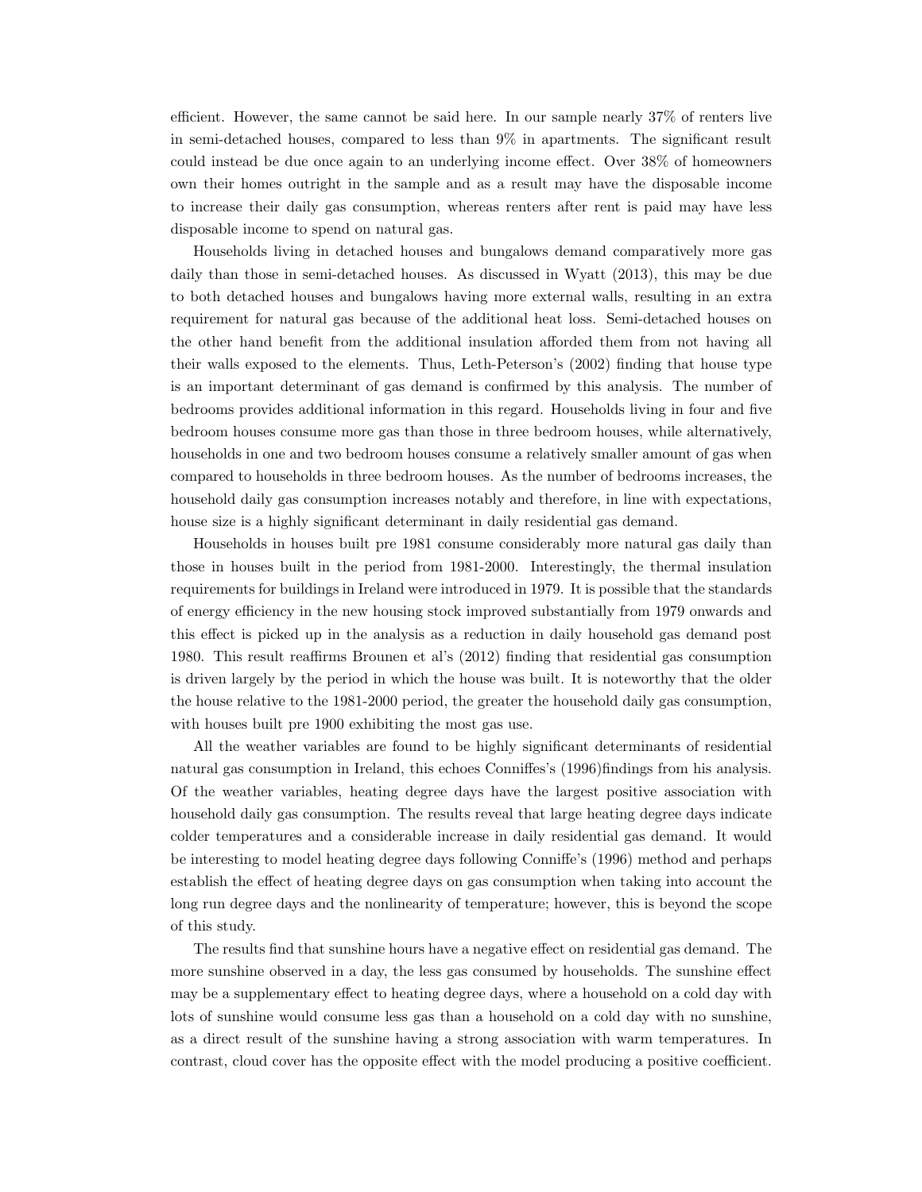efficient. However, the same cannot be said here. In our sample nearly 37% of renters live in semi-detached houses, compared to less than 9% in apartments. The significant result could instead be due once again to an underlying income effect. Over 38% of homeowners own their homes outright in the sample and as a result may have the disposable income to increase their daily gas consumption, whereas renters after rent is paid may have less disposable income to spend on natural gas.

Households living in detached houses and bungalows demand comparatively more gas daily than those in semi-detached houses. As discussed in Wyatt (2013), this may be due to both detached houses and bungalows having more external walls, resulting in an extra requirement for natural gas because of the additional heat loss. Semi-detached houses on the other hand benefit from the additional insulation afforded them from not having all their walls exposed to the elements. Thus, Leth-Peterson's (2002) finding that house type is an important determinant of gas demand is confirmed by this analysis. The number of bedrooms provides additional information in this regard. Households living in four and five bedroom houses consume more gas than those in three bedroom houses, while alternatively, households in one and two bedroom houses consume a relatively smaller amount of gas when compared to households in three bedroom houses. As the number of bedrooms increases, the household daily gas consumption increases notably and therefore, in line with expectations, house size is a highly significant determinant in daily residential gas demand.

Households in houses built pre 1981 consume considerably more natural gas daily than those in houses built in the period from 1981-2000. Interestingly, the thermal insulation requirements for buildings in Ireland were introduced in 1979. It is possible that the standards of energy efficiency in the new housing stock improved substantially from 1979 onwards and this effect is picked up in the analysis as a reduction in daily household gas demand post 1980. This result reaffirms Brounen et al's (2012) finding that residential gas consumption is driven largely by the period in which the house was built. It is noteworthy that the older the house relative to the 1981-2000 period, the greater the household daily gas consumption, with houses built pre 1900 exhibiting the most gas use.

All the weather variables are found to be highly significant determinants of residential natural gas consumption in Ireland, this echoes Conniffes's (1996)findings from his analysis. Of the weather variables, heating degree days have the largest positive association with household daily gas consumption. The results reveal that large heating degree days indicate colder temperatures and a considerable increase in daily residential gas demand. It would be interesting to model heating degree days following Conniffe's (1996) method and perhaps establish the effect of heating degree days on gas consumption when taking into account the long run degree days and the nonlinearity of temperature; however, this is beyond the scope of this study.

The results find that sunshine hours have a negative effect on residential gas demand. The more sunshine observed in a day, the less gas consumed by households. The sunshine effect may be a supplementary effect to heating degree days, where a household on a cold day with lots of sunshine would consume less gas than a household on a cold day with no sunshine, as a direct result of the sunshine having a strong association with warm temperatures. In contrast, cloud cover has the opposite effect with the model producing a positive coefficient.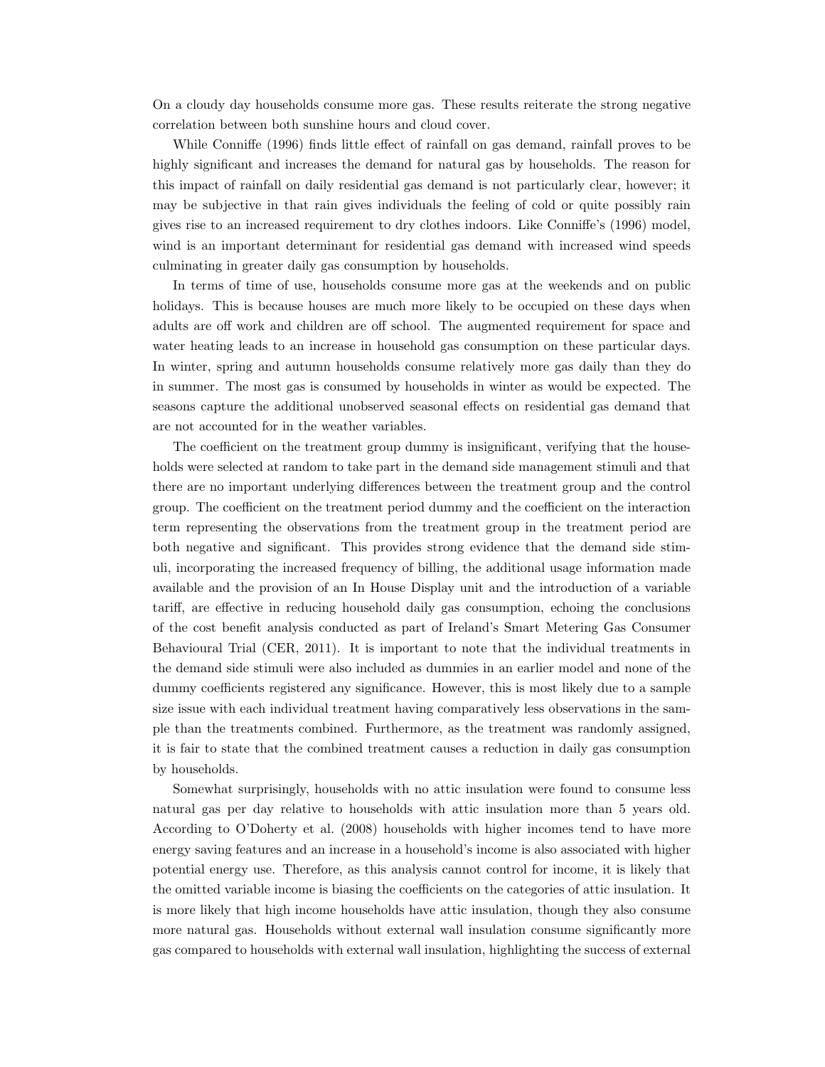On a cloudy day households consume more gas. These results reiterate the strong negative correlation between both sunshine hours and cloud cover.

While Conniffe (1996) finds little effect of rainfall on gas demand, rainfall proves to be highly significant and increases the demand for natural gas by households. The reason for this impact of rainfall on daily residential gas demand is not particularly clear, however; it may be subjective in that rain gives individuals the feeling of cold or quite possibly rain gives rise to an increased requirement to dry clothes indoors. Like Conniffe's (1996) model, wind is an important determinant for residential gas demand with increased wind speeds culminating in greater daily gas consumption by households.

In terms of time of use, households consume more gas at the weekends and on public holidays. This is because houses are much more likely to be occupied on these days when adults are off work and children are off school. The augmented requirement for space and water heating leads to an increase in household gas consumption on these particular days. In winter, spring and autumn households consume relatively more gas daily than they do in summer. The most gas is consumed by households in winter as would be expected. The seasons capture the additional unobserved seasonal effects on residential gas demand that are not accounted for in the weather variables.

The coefficient on the treatment group dummy is insignificant, verifying that the households were selected at random to take part in the demand side management stimuli and that there are no important underlying differences between the treatment group and the control group. The coefficient on the treatment period dummy and the coefficient on the interaction term representing the observations from the treatment group in the treatment period are both negative and significant. This provides strong evidence that the demand side stimuli, incorporating the increased frequency of billing, the additional usage information made available and the provision of an In House Display unit and the introduction of a variable tariff, are effective in reducing household daily gas consumption, echoing the conclusions of the cost benefit analysis conducted as part of Ireland's Smart Metering Gas Consumer Behavioural Trial (CER, 2011). It is important to note that the individual treatments in the demand side stimuli were also included as dummies in an earlier model and none of the dummy coefficients registered any significance. However, this is most likely due to a sample size issue with each individual treatment having comparatively less observations in the sample than the treatments combined. Furthermore, as the treatment was randomly assigned, it is fair to state that the combined treatment causes a reduction in daily gas consumption by households.

Somewhat surprisingly, households with no attic insulation were found to consume less natural gas per day relative to households with attic insulation more than 5 years old. According to O'Doherty et al. (2008) households with higher incomes tend to have more energy saving features and an increase in a household's income is also associated with higher potential energy use. Therefore, as this analysis cannot control for income, it is likely that the omitted variable income is biasing the coefficients on the categories of attic insulation. It is more likely that high income households have attic insulation, though they also consume more natural gas. Households without external wall insulation consume significantly more gas compared to households with external wall insulation, highlighting the success of external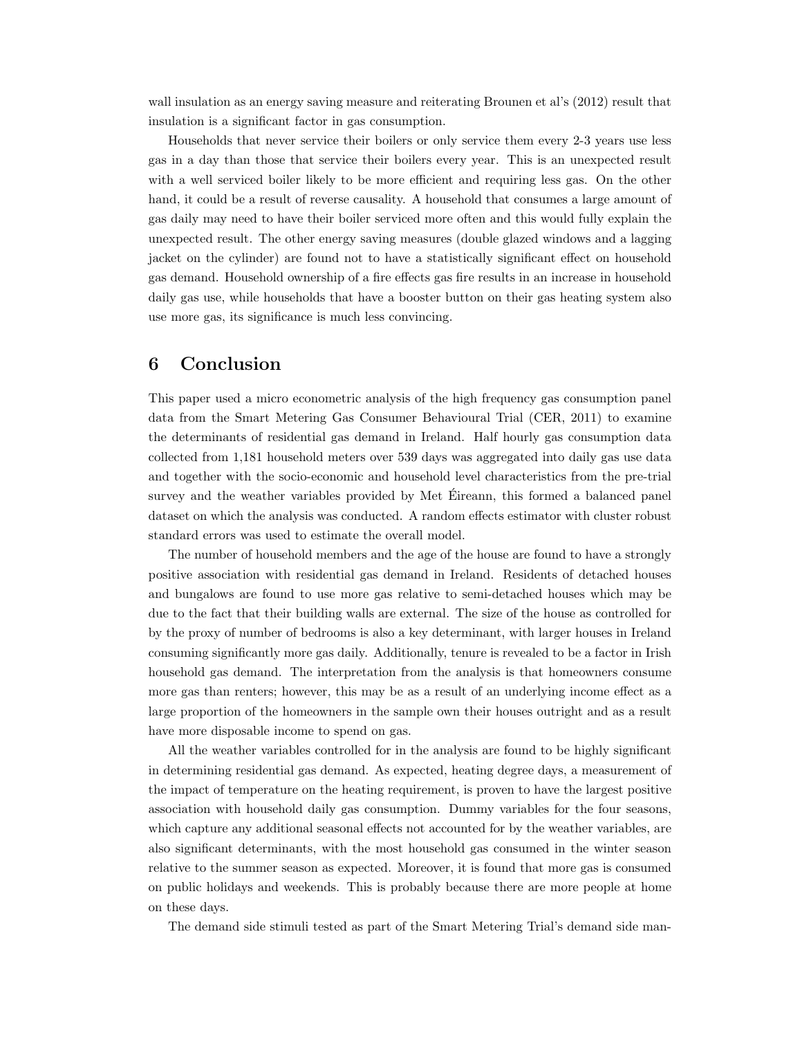wall insulation as an energy saving measure and reiterating Brounen et al's (2012) result that insulation is a significant factor in gas consumption.

Households that never service their boilers or only service them every 2-3 years use less gas in a day than those that service their boilers every year. This is an unexpected result with a well serviced boiler likely to be more efficient and requiring less gas. On the other hand, it could be a result of reverse causality. A household that consumes a large amount of gas daily may need to have their boiler serviced more often and this would fully explain the unexpected result. The other energy saving measures (double glazed windows and a lagging jacket on the cylinder) are found not to have a statistically significant effect on household gas demand. Household ownership of a fire effects gas fire results in an increase in household daily gas use, while households that have a booster button on their gas heating system also use more gas, its significance is much less convincing.

# 6 Conclusion

This paper used a micro econometric analysis of the high frequency gas consumption panel data from the Smart Metering Gas Consumer Behavioural Trial (CER, 2011) to examine the determinants of residential gas demand in Ireland. Half hourly gas consumption data collected from 1,181 household meters over 539 days was aggregated into daily gas use data and together with the socio-economic and household level characteristics from the pre-trial survey and the weather variables provided by Met Éireann, this formed a balanced panel dataset on which the analysis was conducted. A random effects estimator with cluster robust standard errors was used to estimate the overall model.

The number of household members and the age of the house are found to have a strongly positive association with residential gas demand in Ireland. Residents of detached houses and bungalows are found to use more gas relative to semi-detached houses which may be due to the fact that their building walls are external. The size of the house as controlled for by the proxy of number of bedrooms is also a key determinant, with larger houses in Ireland consuming significantly more gas daily. Additionally, tenure is revealed to be a factor in Irish household gas demand. The interpretation from the analysis is that homeowners consume more gas than renters; however, this may be as a result of an underlying income effect as a large proportion of the homeowners in the sample own their houses outright and as a result have more disposable income to spend on gas.

All the weather variables controlled for in the analysis are found to be highly significant in determining residential gas demand. As expected, heating degree days, a measurement of the impact of temperature on the heating requirement, is proven to have the largest positive association with household daily gas consumption. Dummy variables for the four seasons, which capture any additional seasonal effects not accounted for by the weather variables, are also significant determinants, with the most household gas consumed in the winter season relative to the summer season as expected. Moreover, it is found that more gas is consumed on public holidays and weekends. This is probably because there are more people at home on these days.

The demand side stimuli tested as part of the Smart Metering Trial's demand side man-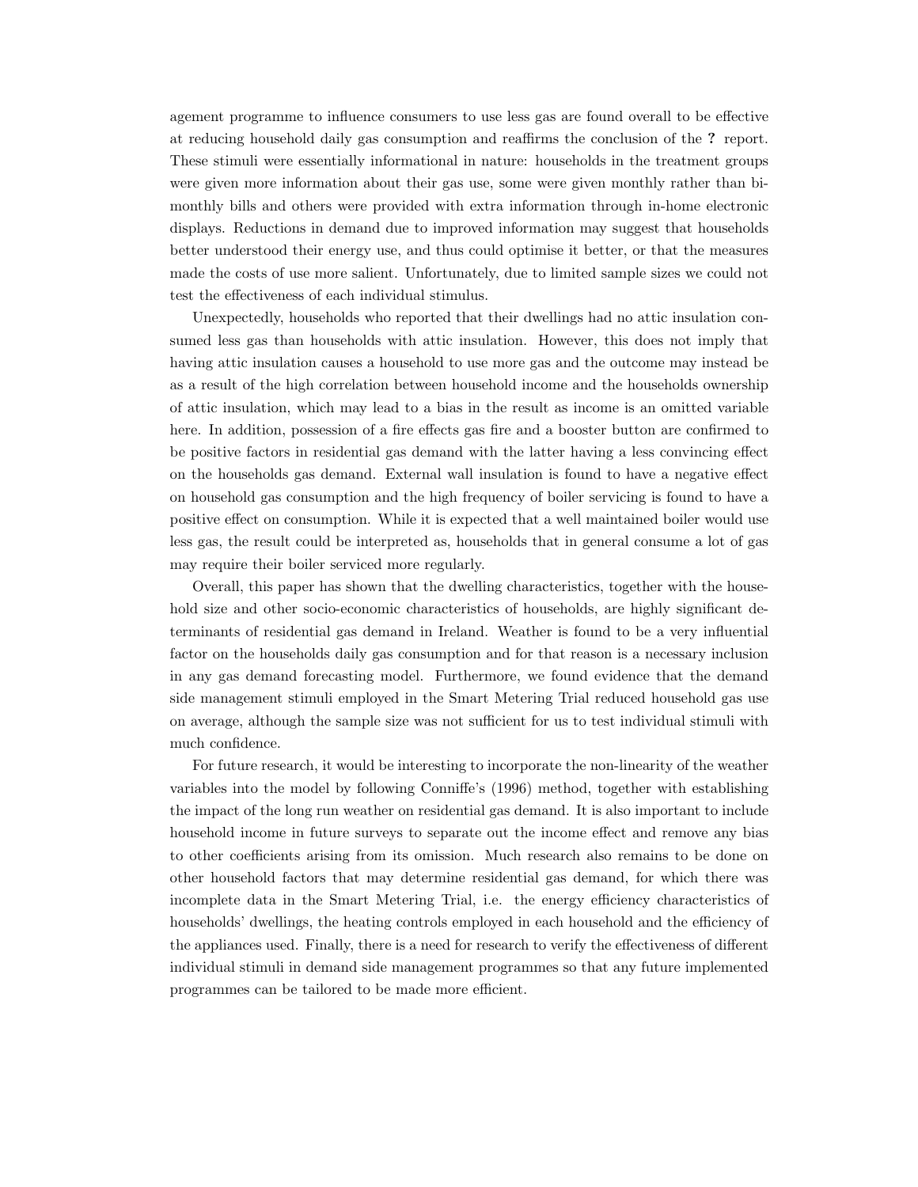agement programme to influence consumers to use less gas are found overall to be effective at reducing household daily gas consumption and reaffirms the conclusion of the **?** report. These stimuli were essentially informational in nature: households in the treatment groups were given more information about their gas use, some were given monthly rather than bimonthly bills and others were provided with extra information through in-home electronic displays. Reductions in demand due to improved information may suggest that households better understood their energy use, and thus could optimise it better, or that the measures made the costs of use more salient. Unfortunately, due to limited sample sizes we could not test the effectiveness of each individual stimulus.

Unexpectedly, households who reported that their dwellings had no attic insulation consumed less gas than households with attic insulation. However, this does not imply that having attic insulation causes a household to use more gas and the outcome may instead be as a result of the high correlation between household income and the households ownership of attic insulation, which may lead to a bias in the result as income is an omitted variable here. In addition, possession of a fire effects gas fire and a booster button are confirmed to be positive factors in residential gas demand with the latter having a less convincing effect on the households gas demand. External wall insulation is found to have a negative effect on household gas consumption and the high frequency of boiler servicing is found to have a positive effect on consumption. While it is expected that a well maintained boiler would use less gas, the result could be interpreted as, households that in general consume a lot of gas may require their boiler serviced more regularly.

Overall, this paper has shown that the dwelling characteristics, together with the household size and other socio-economic characteristics of households, are highly significant determinants of residential gas demand in Ireland. Weather is found to be a very influential factor on the households daily gas consumption and for that reason is a necessary inclusion in any gas demand forecasting model. Furthermore, we found evidence that the demand side management stimuli employed in the Smart Metering Trial reduced household gas use on average, although the sample size was not sufficient for us to test individual stimuli with much confidence.

For future research, it would be interesting to incorporate the non-linearity of the weather variables into the model by following Conniffe's (1996) method, together with establishing the impact of the long run weather on residential gas demand. It is also important to include household income in future surveys to separate out the income effect and remove any bias to other coefficients arising from its omission. Much research also remains to be done on other household factors that may determine residential gas demand, for which there was incomplete data in the Smart Metering Trial, i.e. the energy efficiency characteristics of households' dwellings, the heating controls employed in each household and the efficiency of the appliances used. Finally, there is a need for research to verify the effectiveness of different individual stimuli in demand side management programmes so that any future implemented programmes can be tailored to be made more efficient.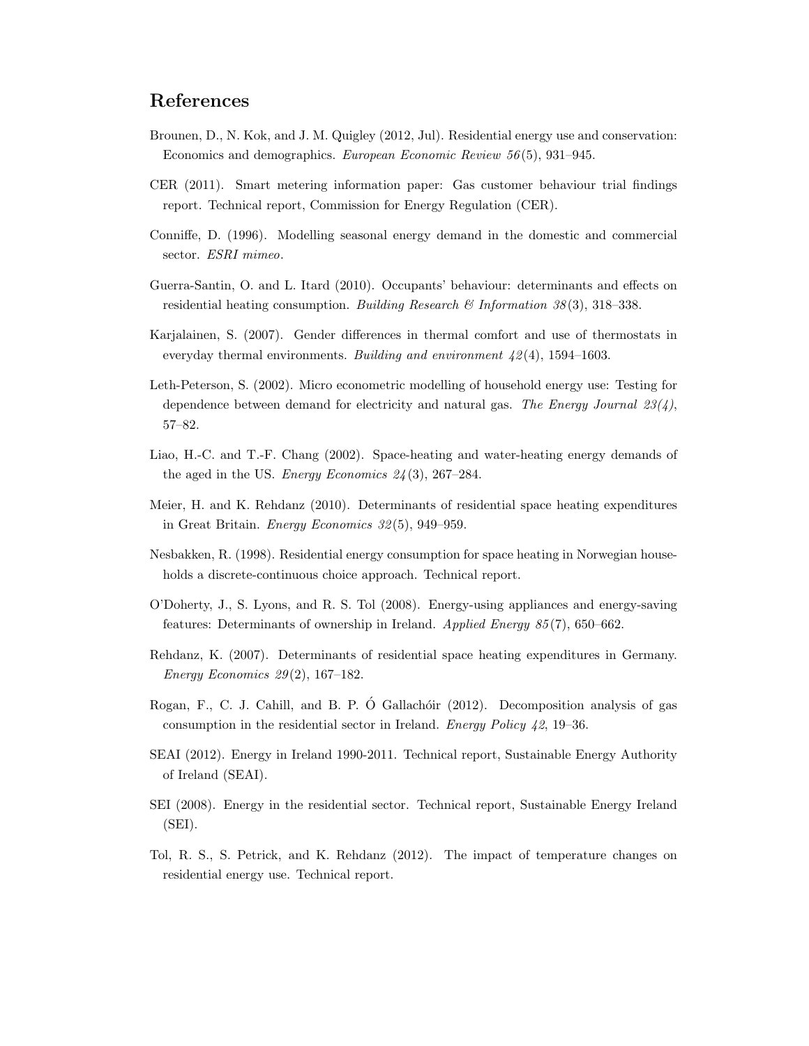# References

Brounen, D., N. Kok, and J. M. Quigley (2012, Jul). Residential energy use and conservation: Economics and demographics. *European Economic Review 56*(5), 931–945.

CER (2011). Smart metering information paper: Gas customer behaviour trial findings report. Technical report, Commission for Energy Regulation (CER).

Conniffe, D. (1996). Modelling seasonal energy demand in the domestic and commercial sector. *ESRI mimeo*.

Guerra-Santin, O. and L. Itard (2010). Occupants' behaviour: determinants and effects on residential heating consumption. *Building Research & Information 38*(3), 318–338.

Karjalainen, S. (2007). Gender differences in thermal comfort and use of thermostats in everyday thermal environments. *Building and environment 42*(4), 1594–1603.

Leth-Peterson, S. (2002). Micro econometric modelling of household energy use: Testing for dependence between demand for electricity and natural gas. *The Energy Journal 23(4)*, 57–82.

Liao, H.-C. and T.-F. Chang (2002). Space-heating and water-heating energy demands of the aged in the US. *Energy Economics 24*(3), 267–284.

Meier, H. and K. Rehdanz (2010). Determinants of residential space heating expenditures in Great Britain. *Energy Economics 32*(5), 949–959.

Nesbakken, R. (1998). Residential energy consumption for space heating in Norwegian households a discrete-continuous choice approach. Technical report.

O'Doherty, J., S. Lyons, and R. S. Tol (2008). Energy-using appliances and energy-saving features: Determinants of ownership in Ireland. *Applied Energy 85*(7), 650–662.

Rehdanz, K. (2007). Determinants of residential space heating expenditures in Germany. *Energy Economics 29*(2), 167–182.

Rogan, F., C. J. Cahill, and B. P. Ó Gallachóir (2012). Decomposition analysis of gas consumption in the residential sector in Ireland. *Energy Policy 42*, 19–36.

SEAI (2012). Energy in Ireland 1990-2011. Technical report, Sustainable Energy Authority of Ireland (SEAI).

SEI (2008). Energy in the residential sector. Technical report, Sustainable Energy Ireland (SEI).

Tol, R. S., S. Petrick, and K. Rehdanz (2012). The impact of temperature changes on residential energy use. Technical report.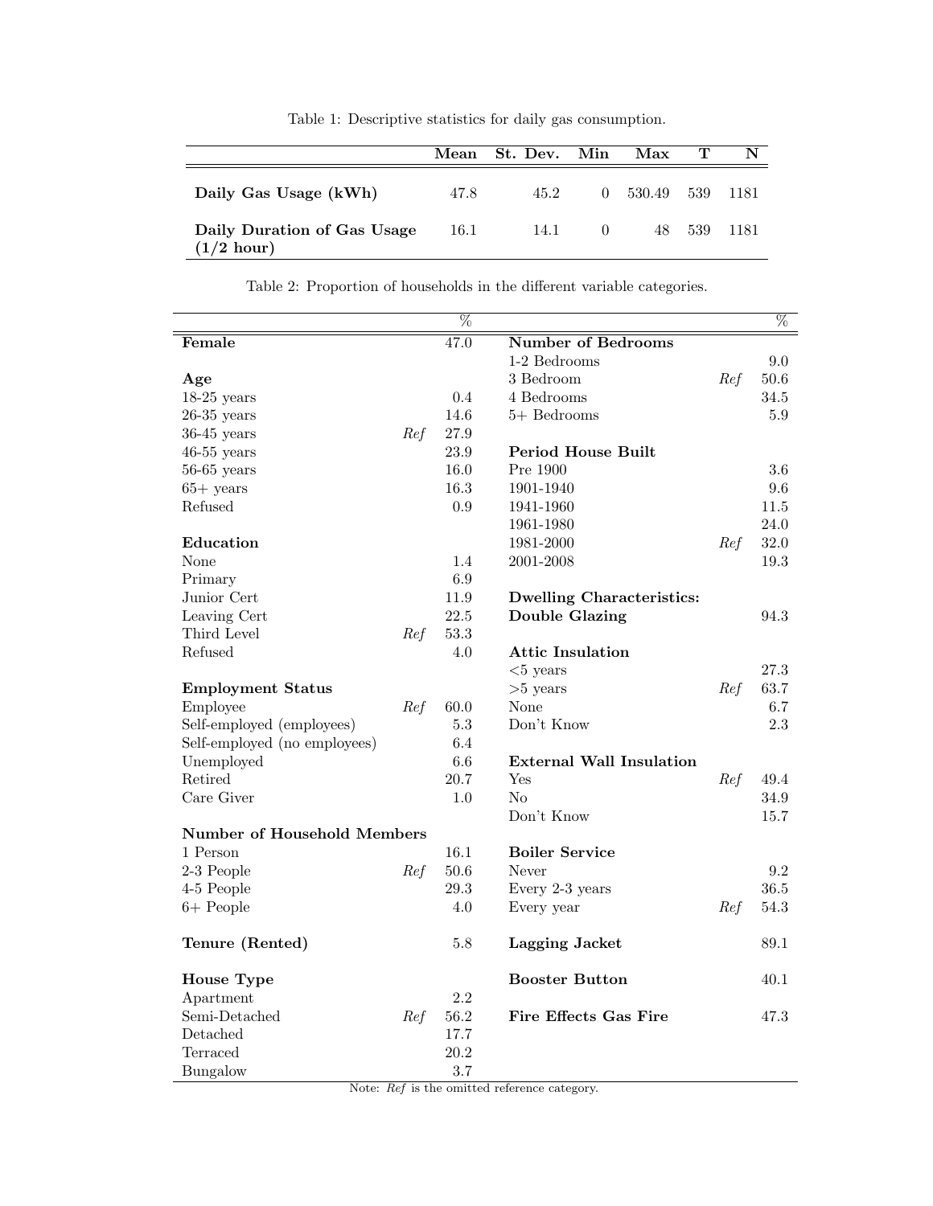Table 1: Descriptive statistics for daily gas consumption.

| | Mean | St. Dev. | Min | Max | T | N |
|---|---|---|---|---|---|---|
| **Daily Gas Usage (kWh)** | 47.8 | 45.2 | 0 | 530.49 | 539 | 1181 |
| **Daily Duration of Gas Usage (1/2 hour)** | 16.1 | 14.1 | 0 | 48 | 539 | 1181 |

Table 2: Proportion of households in the different variable categories.

| | | % | | | % |
|---|---|---|---|---|---|
| **Female** | | 47.0 | **Number of Bedrooms** | | |
| | | | 1-2 Bedrooms | | 9.0 |
| **Age** | | | 3 Bedroom | *Ref* | 50.6 |
| 18-25 years | | 0.4 | 4 Bedrooms | | 34.5 |
| 26-35 years | | 14.6 | 5+ Bedrooms | | 5.9 |
| 36-45 years | *Ref* | 27.9 | | | |
| 46-55 years | | 23.9 | **Period House Built** | | |
| 56-65 years | | 16.0 | Pre 1900 | | 3.6 |
| 65+ years | | 16.3 | 1901-1940 | | 9.6 |
| Refused | | 0.9 | 1941-1960 | | 11.5 |
| | | | 1961-1980 | | 24.0 |
| **Education** | | | 1981-2000 | *Ref* | 32.0 |
| None | | 1.4 | 2001-2008 | | 19.3 |
| Primary | | 6.9 | | | |
| Junior Cert | | 11.9 | **Dwelling Characteristics:** | | |
| Leaving Cert | | 22.5 | **Double Glazing** | | 94.3 |
| Third Level | *Ref* | 53.3 | | | |
| Refused | | 4.0 | **Attic Insulation** | | |
| | | | <5 years | | 27.3 |
| **Employment Status** | | | >5 years | *Ref* | 63.7 |
| Employee | *Ref* | 60.0 | None | | 6.7 |
| Self-employed (employees) | | 5.3 | Don't Know | | 2.3 |
| Self-employed (no employees) | | 6.4 | | | |
| Unemployed | | 6.6 | **External Wall Insulation** | | |
| Retired | | 20.7 | Yes | *Ref* | 49.4 |
| Care Giver | | 1.0 | No | | 34.9 |
| | | | Don't Know | | 15.7 |
| **Number of Household Members** | | | | | |
| 1 Person | | 16.1 | **Boiler Service** | | |
| 2-3 People | *Ref* | 50.6 | Never | | 9.2 |
| 4-5 People | | 29.3 | Every 2-3 years | | 36.5 |
| 6+ People | | 4.0 | Every year | *Ref* | 54.3 |
| | | | | | |
| **Tenure (Rented)** | | 5.8 | **Lagging Jacket** | | 89.1 |
| | | | | | |
| **House Type** | | | **Booster Button** | | 40.1 |
| Apartment | | 2.2 | | | |
| Semi-Detached | *Ref* | 56.2 | **Fire Effects Gas Fire** | | 47.3 |
| Detached | | 17.7 | | | |
| Terraced | | 20.2 | | | |
| Bungalow | | 3.7 | | | |

Note: *Ref* is the omitted reference category.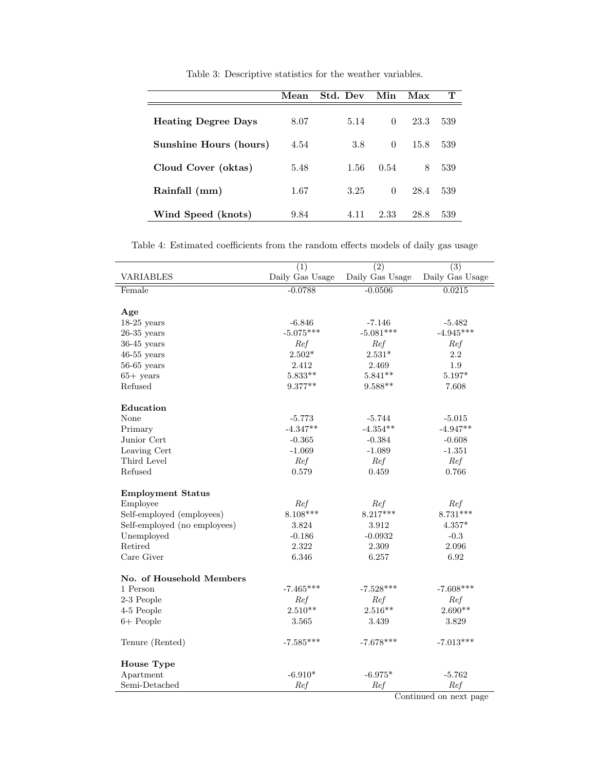Table 3: Descriptive statistics for the weather variables.

| | **Mean** | **Std. Dev** | **Min** | **Max** | **T** |
|---|---|---|---|---|---|
| **Heating Degree Days** | 8.07 | 5.14 | 0 | 23.3 | 539 |
| **Sunshine Hours (hours)** | 4.54 | 3.8 | 0 | 15.8 | 539 |
| **Cloud Cover (oktas)** | 5.48 | 1.56 | 0.54 | 8 | 539 |
| **Rainfall (mm)** | 1.67 | 3.25 | 0 | 28.4 | 539 |
| **Wind Speed (knots)** | 9.84 | 4.11 | 2.33 | 28.8 | 539 |

Table 4: Estimated coefficients from the random effects models of daily gas usage

| VARIABLES | (1) Daily Gas Usage | (2) Daily Gas Usage | (3) Daily Gas Usage |
|---|---|---|---|
| Female | -0.0788 | -0.0506 | 0.0215 |
| **Age** | | | |
| 18-25 years | -6.846 | -7.146 | -5.482 |
| 26-35 years | -5.075*** | -5.081*** | -4.945*** |
| 36-45 years | *Ref* | *Ref* | *Ref* |
| 46-55 years | 2.502* | 2.531* | 2.2 |
| 56-65 years | 2.412 | 2.469 | 1.9 |
| 65+ years | 5.833** | 5.841** | 5.197* |
| Refused | 9.377** | 9.588** | 7.608 |
| **Education** | | | |
| None | -5.773 | -5.744 | -5.015 |
| Primary | -4.347** | -4.354** | -4.947** |
| Junior Cert | -0.365 | -0.384 | -0.608 |
| Leaving Cert | -1.069 | -1.089 | -1.351 |
| Third Level | *Ref* | *Ref* | *Ref* |
| Refused | 0.579 | 0.459 | 0.766 |
| **Employment Status** | | | |
| Employee | *Ref* | *Ref* | *Ref* |
| Self-employed (employees) | 8.108*** | 8.217*** | 8.731*** |
| Self-employed (no employees) | 3.824 | 3.912 | 4.357* |
| Unemployed | -0.186 | -0.0932 | -0.3 |
| Retired | 2.322 | 2.309 | 2.096 |
| Care Giver | 6.346 | 6.257 | 6.92 |
| **No. of Household Members** | | | |
| 1 Person | -7.465*** | -7.528*** | -7.608*** |
| 2-3 People | *Ref* | *Ref* | *Ref* |
| 4-5 People | 2.510** | 2.516** | 2.690** |
| 6+ People | 3.565 | 3.439 | 3.829 |
| Tenure (Rented) | -7.585*** | -7.678*** | -7.013*** |
| **House Type** | | | |
| Apartment | -6.910* | -6.975* | -5.762 |
| Semi-Detached | *Ref* | *Ref* | *Ref* |

Continued on next page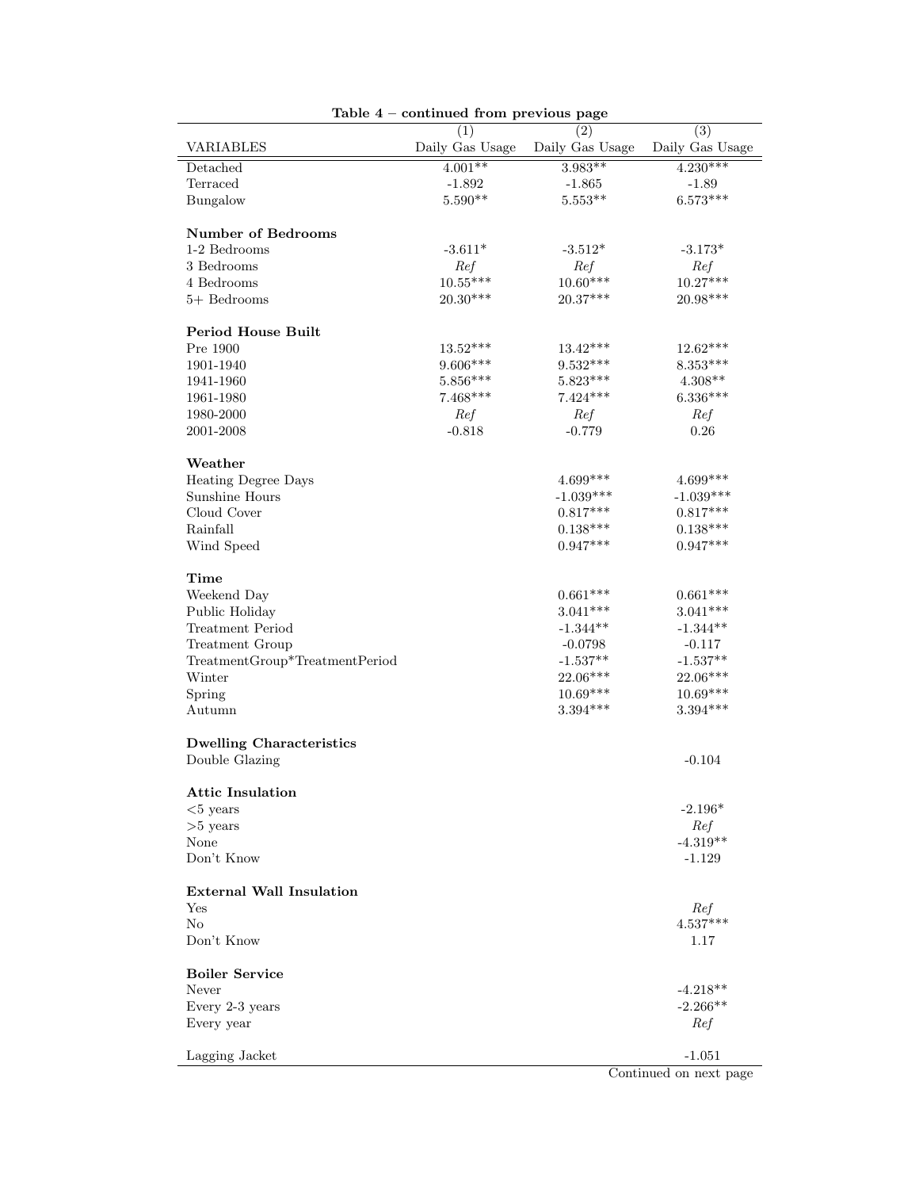**Table 4 – continued from previous page**

| VARIABLES | (1) Daily Gas Usage | (2) Daily Gas Usage | (3) Daily Gas Usage |
|---|---|---|---|
| Detached | 4.001** | 3.983** | 4.230*** |
| Terraced | -1.892 | -1.865 | -1.89 |
| Bungalow | 5.590** | 5.553** | 6.573*** |
| **Number of Bedrooms** | | | |
| 1-2 Bedrooms | -3.611* | -3.512* | -3.173* |
| 3 Bedrooms | *Ref* | *Ref* | *Ref* |
| 4 Bedrooms | 10.55*** | 10.60*** | 10.27*** |
| 5+ Bedrooms | 20.30*** | 20.37*** | 20.98*** |
| **Period House Built** | | | |
| Pre 1900 | 13.52*** | 13.42*** | 12.62*** |
| 1901-1940 | 9.606*** | 9.532*** | 8.353*** |
| 1941-1960 | 5.856*** | 5.823*** | 4.308** |
| 1961-1980 | 7.468*** | 7.424*** | 6.336*** |
| 1980-2000 | *Ref* | *Ref* | *Ref* |
| 2001-2008 | -0.818 | -0.779 | 0.26 |
| **Weather** | | | |
| Heating Degree Days | | 4.699*** | 4.699*** |
| Sunshine Hours | | -1.039*** | -1.039*** |
| Cloud Cover | | 0.817*** | 0.817*** |
| Rainfall | | 0.138*** | 0.138*** |
| Wind Speed | | 0.947*** | 0.947*** |
| **Time** | | | |
| Weekend Day | | 0.661*** | 0.661*** |
| Public Holiday | | 3.041*** | 3.041*** |
| Treatment Period | | -1.344** | -1.344** |
| Treatment Group | | -0.0798 | -0.117 |
| TreatmentGroup*TreatmentPeriod | | -1.537** | -1.537** |
| Winter | | 22.06*** | 22.06*** |
| Spring | | 10.69*** | 10.69*** |
| Autumn | | 3.394*** | 3.394*** |
| **Dwelling Characteristics** | | | |
| Double Glazing | | | -0.104 |
| **Attic Insulation** | | | |
| <5 years | | | -2.196* |
| >5 years | | | *Ref* |
| None | | | -4.319** |
| Don't Know | | | -1.129 |
| **External Wall Insulation** | | | |
| Yes | | | *Ref* |
| No | | | 4.537*** |
| Don't Know | | | 1.17 |
| **Boiler Service** | | | |
| Never | | | -4.218** |
| Every 2-3 years | | | -2.266** |
| Every year | | | *Ref* |
| Lagging Jacket | | | -1.051 |

Continued on next page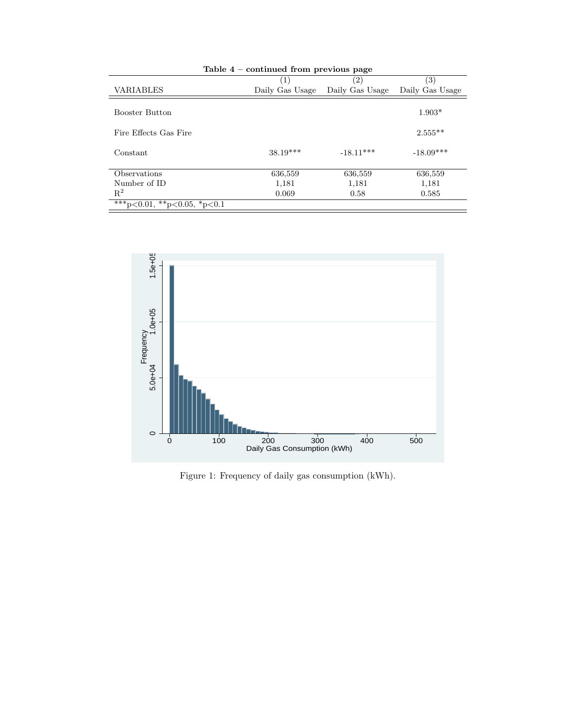**Table 4 – continued from previous page**

| VARIABLES | (1) Daily Gas Usage | (2) Daily Gas Usage | (3) Daily Gas Usage |
|---|---|---|---|
| Booster Button | | | 1.903* |
| Fire Effects Gas Fire | | | 2.555** |
| Constant | 38.19*** | -18.11*** | -18.09*** |
| Observations | 636,559 | 636,559 | 636,559 |
| Number of ID | 1,181 | 1,181 | 1,181 |
| $R^2$ | 0.069 | 0.58 | 0.585 |

***p<0.01, **p<0.05, *p<0.1

Figure 1: Frequency of daily gas consumption (kWh).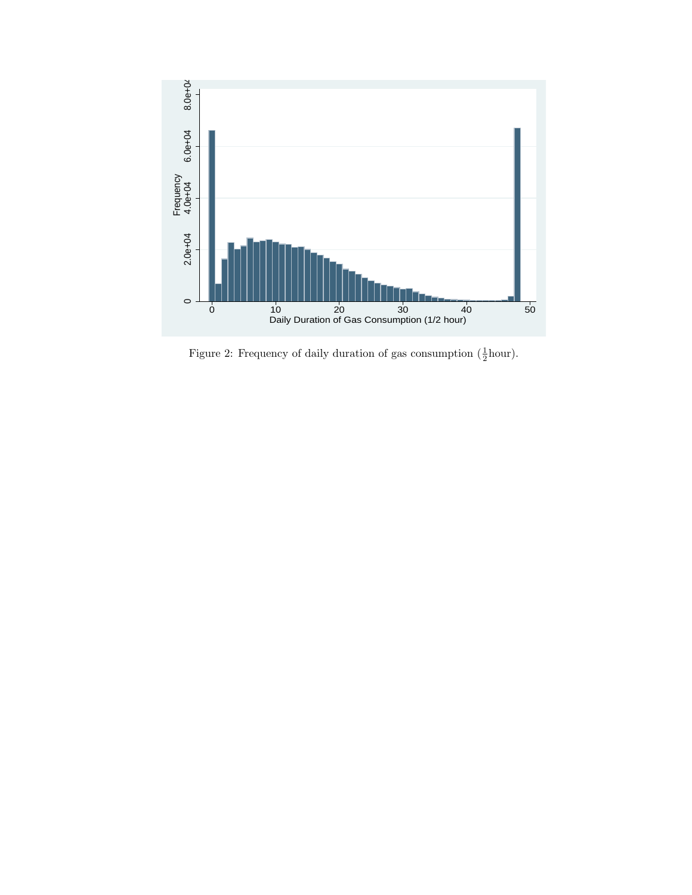8.0e+04
6.0e+04
4.0e+04
2.0e+04
0
Frequency

0
10
20
30
40
50
Daily Duration of Gas Consumption (1/2 hour)

Figure 2: Frequency of daily duration of gas consumption ($\frac{1}{2}$hour).